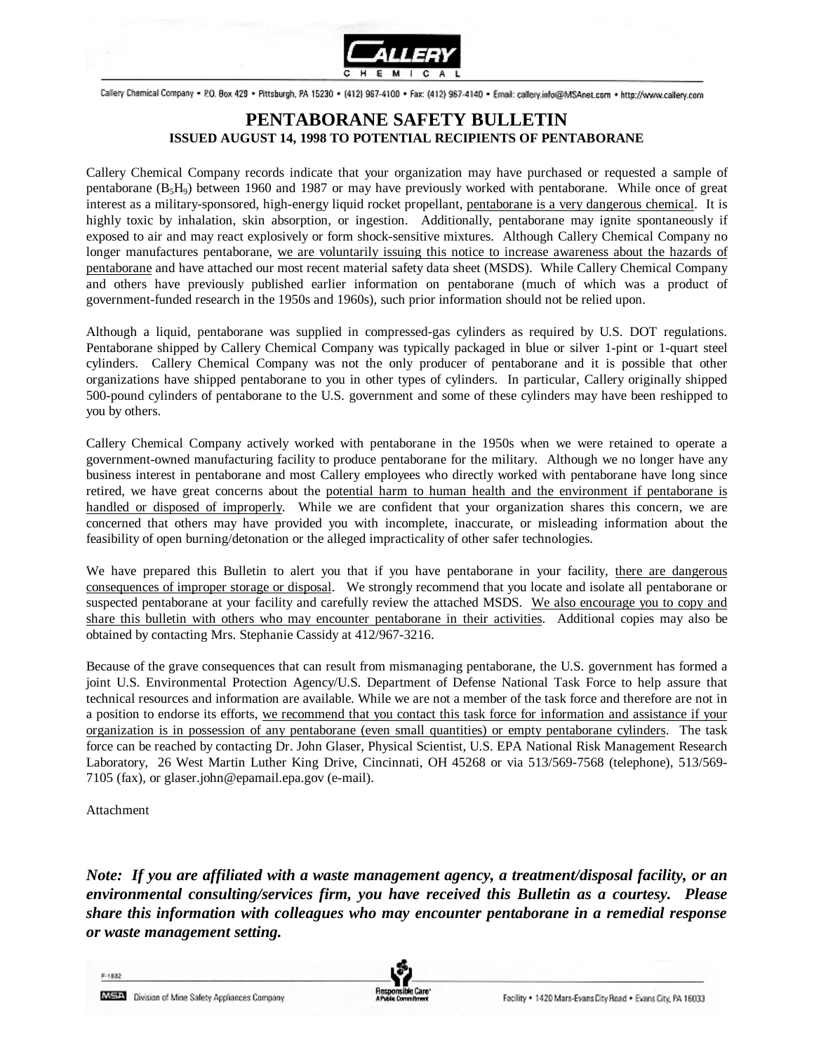CALLERY CHEMICAL

Callery Chemical Company • P.O. Box 429 • Pittsburgh, PA 15230 • (412) 967-4100 • Fax: (412) 967-4140 • Email: callery.info@MSAnet.com • http://www.callery.com

# PENTABORANE SAFETY BULLETIN

**ISSUED AUGUST 14, 1998 TO POTENTIAL RECIPIENTS OF PENTABORANE**

Callery Chemical Company records indicate that your organization may have purchased or requested a sample of pentaborane ($B_5H_9$) between 1960 and 1987 or may have previously worked with pentaborane. While once of great interest as a military-sponsored, high-energy liquid rocket propellant, <u>pentaborane is a very dangerous chemical</u>. It is highly toxic by inhalation, skin absorption, or ingestion. Additionally, pentaborane may ignite spontaneously if exposed to air and may react explosively or form shock-sensitive mixtures. Although Callery Chemical Company no longer manufactures pentaborane, <u>we are voluntarily issuing this notice to increase awareness about the hazards of pentaborane</u> and have attached our most recent material safety data sheet (MSDS). While Callery Chemical Company and others have previously published earlier information on pentaborane (much of which was a product of government-funded research in the 1950s and 1960s), such prior information should not be relied upon.

Although a liquid, pentaborane was supplied in compressed-gas cylinders as required by U.S. DOT regulations. Pentaborane shipped by Callery Chemical Company was typically packaged in blue or silver 1-pint or 1-quart steel cylinders. Callery Chemical Company was not the only producer of pentaborane and it is possible that other organizations have shipped pentaborane to you in other types of cylinders. In particular, Callery originally shipped 500-pound cylinders of pentaborane to the U.S. government and some of these cylinders may have been reshipped to you by others.

Callery Chemical Company actively worked with pentaborane in the 1950s when we were retained to operate a government-owned manufacturing facility to produce pentaborane for the military. Although we no longer have any business interest in pentaborane and most Callery employees who directly worked with pentaborane have long since retired, we have great concerns about the <u>potential harm to human health and the environment if pentaborane is handled or disposed of improperly</u>. While we are confident that your organization shares this concern, we are concerned that others may have provided you with incomplete, inaccurate, or misleading information about the feasibility of open burning/detonation or the alleged impracticality of other safer technologies.

We have prepared this Bulletin to alert you that if you have pentaborane in your facility, <u>there are dangerous consequences of improper storage or disposal</u>. We strongly recommend that you locate and isolate all pentaborane or suspected pentaborane at your facility and carefully review the attached MSDS. <u>We also encourage you to copy and share this bulletin with others who may encounter pentaborane in their activities</u>. Additional copies may also be obtained by contacting Mrs. Stephanie Cassidy at 412/967-3216.

Because of the grave consequences that can result from mismanaging pentaborane, the U.S. government has formed a joint U.S. Environmental Protection Agency/U.S. Department of Defense National Task Force to help assure that technical resources and information are available. While we are not a member of the task force and therefore are not in a position to endorse its efforts, <u>we recommend that you contact this task force for information and assistance if your organization is in possession of any pentaborane (even small quantities) or empty pentaborane cylinders</u>. The task force can be reached by contacting Dr. John Glaser, Physical Scientist, U.S. EPA National Risk Management Research Laboratory, 26 West Martin Luther King Drive, Cincinnati, OH 45268 or via 513/569-7568 (telephone), 513/569-7105 (fax), or glaser.john@epamail.epa.gov (e-mail).

Attachment

***Note: If you are affiliated with a waste management agency, a treatment/disposal facility, or an environmental consulting/services firm, you have received this Bulletin as a courtesy. Please share this information with colleagues who may encounter pentaborane in a remedial response or waste management setting.***

F-1832

MSA Division of Mine Safety Appliances Company

Responsible Care® A Public Commitment

Facility • 1420 Mars-Evans City Road • Evans City, PA 16033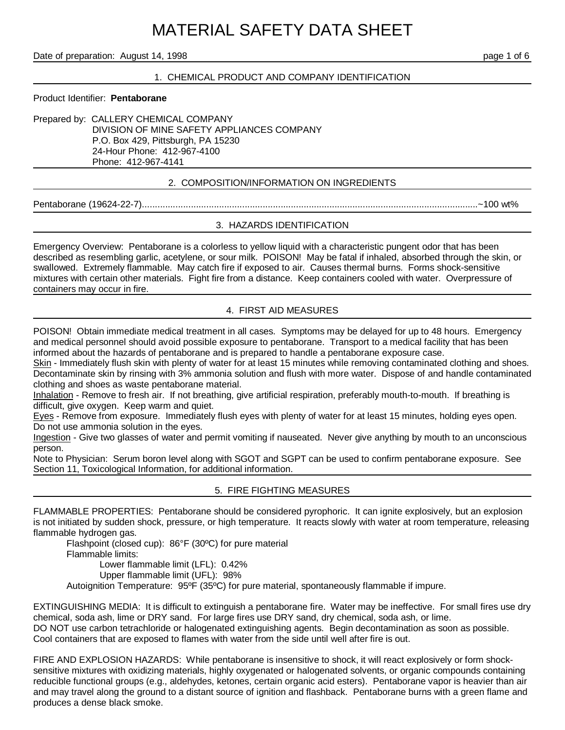# MATERIAL SAFETY DATA SHEET

Date of preparation: August 14, 1998

## 1. CHEMICAL PRODUCT AND COMPANY IDENTIFICATION

Product Identifier: **Pentaborane**

Prepared by: CALLERY CHEMICAL COMPANY
DIVISION OF MINE SAFETY APPLIANCES COMPANY
P.O. Box 429, Pittsburgh, PA 15230
24-Hour Phone: 412-967-4100
Phone: 412-967-4141

## 2. COMPOSITION/INFORMATION ON INGREDIENTS

Pentaborane (19624-22-7).....................................................................................................................................~100 wt%

## 3. HAZARDS IDENTIFICATION

Emergency Overview: Pentaborane is a colorless to yellow liquid with a characteristic pungent odor that has been described as resembling garlic, acetylene, or sour milk. POISON! May be fatal if inhaled, absorbed through the skin, or swallowed. Extremely flammable. May catch fire if exposed to air. Causes thermal burns. Forms shock-sensitive mixtures with certain other materials. Fight fire from a distance. Keep containers cooled with water. Overpressure of containers may occur in fire.

## 4. FIRST AID MEASURES

POISON! Obtain immediate medical treatment in all cases. Symptoms may be delayed for up to 48 hours. Emergency and medical personnel should avoid possible exposure to pentaborane. Transport to a medical facility that has been informed about the hazards of pentaborane and is prepared to handle a pentaborane exposure case.

Skin - Immediately flush skin with plenty of water for at least 15 minutes while removing contaminated clothing and shoes. Decontaminate skin by rinsing with 3% ammonia solution and flush with more water. Dispose of and handle contaminated clothing and shoes as waste pentaborane material.

Inhalation - Remove to fresh air. If not breathing, give artificial respiration, preferably mouth-to-mouth. If breathing is difficult, give oxygen. Keep warm and quiet.

Eyes - Remove from exposure. Immediately flush eyes with plenty of water for at least 15 minutes, holding eyes open. Do not use ammonia solution in the eyes.

Ingestion - Give two glasses of water and permit vomiting if nauseated. Never give anything by mouth to an unconscious person.

Note to Physician: Serum boron level along with SGOT and SGPT can be used to confirm pentaborane exposure. See Section 11, Toxicological Information, for additional information.

## 5. FIRE FIGHTING MEASURES

FLAMMABLE PROPERTIES: Pentaborane should be considered pyrophoric. It can ignite explosively, but an explosion is not initiated by sudden shock, pressure, or high temperature. It reacts slowly with water at room temperature, releasing flammable hydrogen gas.

- Flashpoint (closed cup): 86°F (30ºC) for pure material
- Flammable limits:
  - Lower flammable limit (LFL): 0.42%
  - Upper flammable limit (UFL): 98%
- Autoignition Temperature: 95ºF (35ºC) for pure material, spontaneously flammable if impure.

EXTINGUISHING MEDIA: It is difficult to extinguish a pentaborane fire. Water may be ineffective. For small fires use dry chemical, soda ash, lime or DRY sand. For large fires use DRY sand, dry chemical, soda ash, or lime.
DO NOT use carbon tetrachloride or halogenated extinguishing agents. Begin decontamination as soon as possible. Cool containers that are exposed to flames with water from the side until well after fire is out.

FIRE AND EXPLOSION HAZARDS: While pentaborane is insensitive to shock, it will react explosively or form shock-sensitive mixtures with oxidizing materials, highly oxygenated or halogenated solvents, or organic compounds containing reducible functional groups (e.g., aldehydes, ketones, certain organic acid esters). Pentaborane vapor is heavier than air and may travel along the ground to a distant source of ignition and flashback. Pentaborane burns with a green flame and produces a dense black smoke.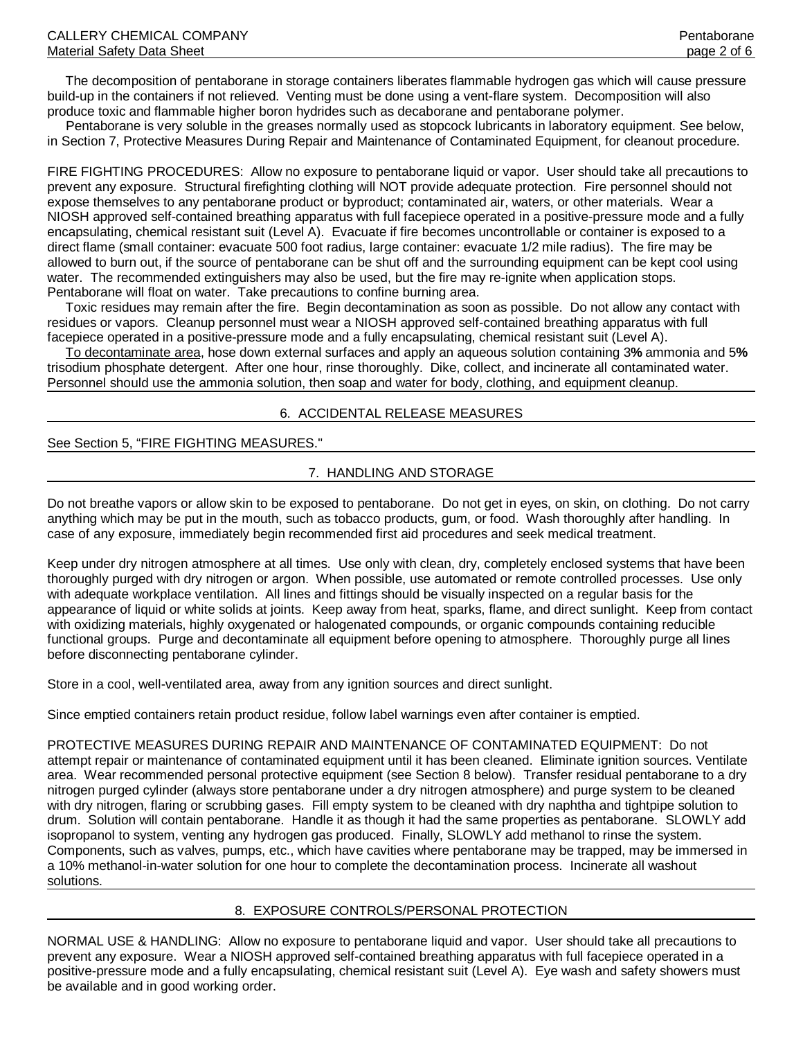The decomposition of pentaborane in storage containers liberates flammable hydrogen gas which will cause pressure build-up in the containers if not relieved. Venting must be done using a vent-flare system. Decomposition will also produce toxic and flammable higher boron hydrides such as decaborane and pentaborane polymer.

Pentaborane is very soluble in the greases normally used as stopcock lubricants in laboratory equipment. See below, in Section 7, Protective Measures During Repair and Maintenance of Contaminated Equipment, for cleanout procedure.

FIRE FIGHTING PROCEDURES: Allow no exposure to pentaborane liquid or vapor. User should take all precautions to prevent any exposure. Structural firefighting clothing will NOT provide adequate protection. Fire personnel should not expose themselves to any pentaborane product or byproduct; contaminated air, waters, or other materials. Wear a NIOSH approved self-contained breathing apparatus with full facepiece operated in a positive-pressure mode and a fully encapsulating, chemical resistant suit (Level A). Evacuate if fire becomes uncontrollable or container is exposed to a direct flame (small container: evacuate 500 foot radius, large container: evacuate 1/2 mile radius). The fire may be allowed to burn out, if the source of pentaborane can be shut off and the surrounding equipment can be kept cool using water. The recommended extinguishers may also be used, but the fire may re-ignite when application stops. Pentaborane will float on water. Take precautions to confine burning area.

Toxic residues may remain after the fire. Begin decontamination as soon as possible. Do not allow any contact with residues or vapors. Cleanup personnel must wear a NIOSH approved self-contained breathing apparatus with full facepiece operated in a positive-pressure mode and a fully encapsulating, chemical resistant suit (Level A).

To decontaminate area, hose down external surfaces and apply an aqueous solution containing 3**%** ammonia and 5**%** trisodium phosphate detergent. After one hour, rinse thoroughly. Dike, collect, and incinerate all contaminated water. Personnel should use the ammonia solution, then soap and water for body, clothing, and equipment cleanup.

## 6. ACCIDENTAL RELEASE MEASURES

See Section 5, "FIRE FIGHTING MEASURES."

## 7. HANDLING AND STORAGE

Do not breathe vapors or allow skin to be exposed to pentaborane. Do not get in eyes, on skin, on clothing. Do not carry anything which may be put in the mouth, such as tobacco products, gum, or food. Wash thoroughly after handling. In case of any exposure, immediately begin recommended first aid procedures and seek medical treatment.

Keep under dry nitrogen atmosphere at all times. Use only with clean, dry, completely enclosed systems that have been thoroughly purged with dry nitrogen or argon. When possible, use automated or remote controlled processes. Use only with adequate workplace ventilation. All lines and fittings should be visually inspected on a regular basis for the appearance of liquid or white solids at joints. Keep away from heat, sparks, flame, and direct sunlight. Keep from contact with oxidizing materials, highly oxygenated or halogenated compounds, or organic compounds containing reducible functional groups. Purge and decontaminate all equipment before opening to atmosphere. Thoroughly purge all lines before disconnecting pentaborane cylinder.

Store in a cool, well-ventilated area, away from any ignition sources and direct sunlight.

Since emptied containers retain product residue, follow label warnings even after container is emptied.

PROTECTIVE MEASURES DURING REPAIR AND MAINTENANCE OF CONTAMINATED EQUIPMENT: Do not attempt repair or maintenance of contaminated equipment until it has been cleaned. Eliminate ignition sources. Ventilate area. Wear recommended personal protective equipment (see Section 8 below). Transfer residual pentaborane to a dry nitrogen purged cylinder (always store pentaborane under a dry nitrogen atmosphere) and purge system to be cleaned with dry nitrogen, flaring or scrubbing gases. Fill empty system to be cleaned with dry naphtha and tightpipe solution to drum. Solution will contain pentaborane. Handle it as though it had the same properties as pentaborane. SLOWLY add isopropanol to system, venting any hydrogen gas produced. Finally, SLOWLY add methanol to rinse the system. Components, such as valves, pumps, etc., which have cavities where pentaborane may be trapped, may be immersed in a 10% methanol-in-water solution for one hour to complete the decontamination process. Incinerate all washout solutions.

## 8. EXPOSURE CONTROLS/PERSONAL PROTECTION

NORMAL USE & HANDLING: Allow no exposure to pentaborane liquid and vapor. User should take all precautions to prevent any exposure. Wear a NIOSH approved self-contained breathing apparatus with full facepiece operated in a positive-pressure mode and a fully encapsulating, chemical resistant suit (Level A). Eye wash and safety showers must be available and in good working order.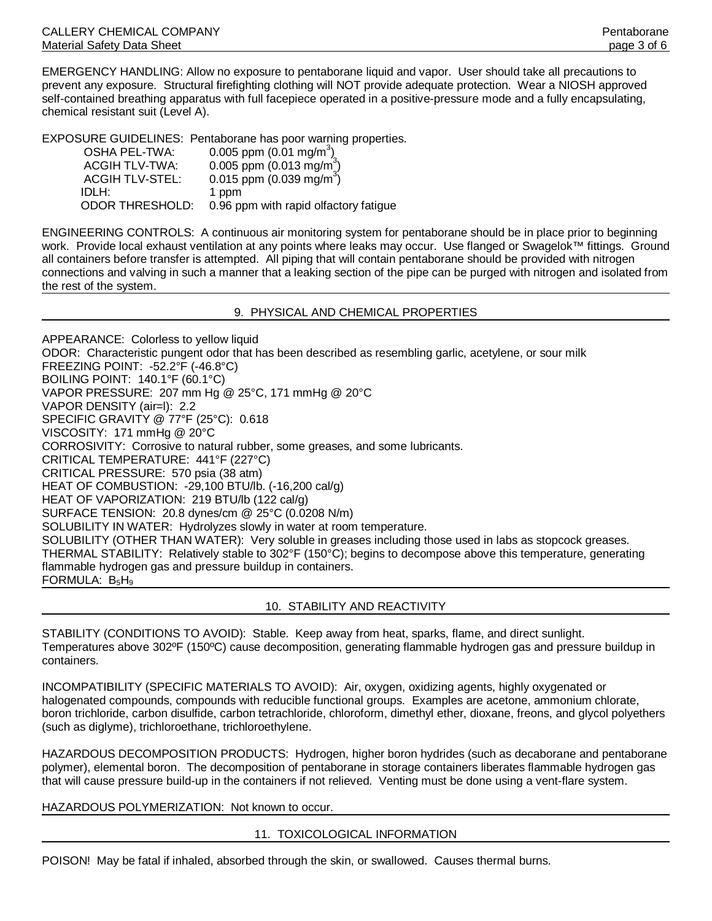EMERGENCY HANDLING: Allow no exposure to pentaborane liquid and vapor. User should take all precautions to prevent any exposure. Structural firefighting clothing will NOT provide adequate protection. Wear a NIOSH approved self-contained breathing apparatus with full facepiece operated in a positive-pressure mode and a fully encapsulating, chemical resistant suit (Level A).

EXPOSURE GUIDELINES: Pentaborane has poor warning properties.

| | |
|---|---|
| OSHA PEL-TWA: | 0.005 ppm (0.01 mg/$m^3$) |
| ACGIH TLV-TWA: | 0.005 ppm (0.013 mg/$m^3$) |
| ACGIH TLV-STEL: | 0.015 ppm (0.039 mg/$m^3$) |
| IDLH: | 1 ppm |
| ODOR THRESHOLD: | 0.96 ppm with rapid olfactory fatigue |

ENGINEERING CONTROLS: A continuous air monitoring system for pentaborane should be in place prior to beginning work. Provide local exhaust ventilation at any points where leaks may occur. Use flanged or Swagelok™ fittings. Ground all containers before transfer is attempted. All piping that will contain pentaborane should be provided with nitrogen connections and valving in such a manner that a leaking section of the pipe can be purged with nitrogen and isolated from the rest of the system.

## 9. PHYSICAL AND CHEMICAL PROPERTIES

APPEARANCE: Colorless to yellow liquid
ODOR: Characteristic pungent odor that has been described as resembling garlic, acetylene, or sour milk
FREEZING POINT: -52.2°F (-46.8°C)
BOILING POINT: 140.1°F (60.1°C)
VAPOR PRESSURE: 207 mm Hg @ 25°C, 171 mmHg @ 20°C
VAPOR DENSITY (air=l): 2.2
SPECIFIC GRAVITY @ 77°F (25°C): 0.618
VISCOSITY: 171 mmHg @ 20°C
CORROSIVITY: Corrosive to natural rubber, some greases, and some lubricants.
CRITICAL TEMPERATURE: 441°F (227°C)
CRITICAL PRESSURE: 570 psia (38 atm)
HEAT OF COMBUSTION: -29,100 BTU/lb. (-16,200 cal/g)
HEAT OF VAPORIZATION: 219 BTU/lb (122 cal/g)
SURFACE TENSION: 20.8 dynes/cm @ 25°C (0.0208 N/m)
SOLUBILITY IN WATER: Hydrolyzes slowly in water at room temperature.
SOLUBILITY (OTHER THAN WATER): Very soluble in greases including those used in labs as stopcock greases.
THERMAL STABILITY: Relatively stable to 302°F (150°C); begins to decompose above this temperature, generating flammable hydrogen gas and pressure buildup in containers.
FORMULA: $B_5H_9$

## 10. STABILITY AND REACTIVITY

STABILITY (CONDITIONS TO AVOID): Stable. Keep away from heat, sparks, flame, and direct sunlight. Temperatures above 302ºF (150ºC) cause decomposition, generating flammable hydrogen gas and pressure buildup in containers.

INCOMPATIBILITY (SPECIFIC MATERIALS TO AVOID): Air, oxygen, oxidizing agents, highly oxygenated or halogenated compounds, compounds with reducible functional groups. Examples are acetone, ammonium chlorate, boron trichloride, carbon disulfide, carbon tetrachloride, chloroform, dimethyl ether, dioxane, freons, and glycol polyethers (such as diglyme), trichloroethane, trichloroethylene.

HAZARDOUS DECOMPOSITION PRODUCTS: Hydrogen, higher boron hydrides (such as decaborane and pentaborane polymer), elemental boron. The decomposition of pentaborane in storage containers liberates flammable hydrogen gas that will cause pressure build-up in the containers if not relieved. Venting must be done using a vent-flare system.

HAZARDOUS POLYMERIZATION: Not known to occur.

## 11. TOXICOLOGICAL INFORMATION

POISON! May be fatal if inhaled, absorbed through the skin, or swallowed. Causes thermal burns.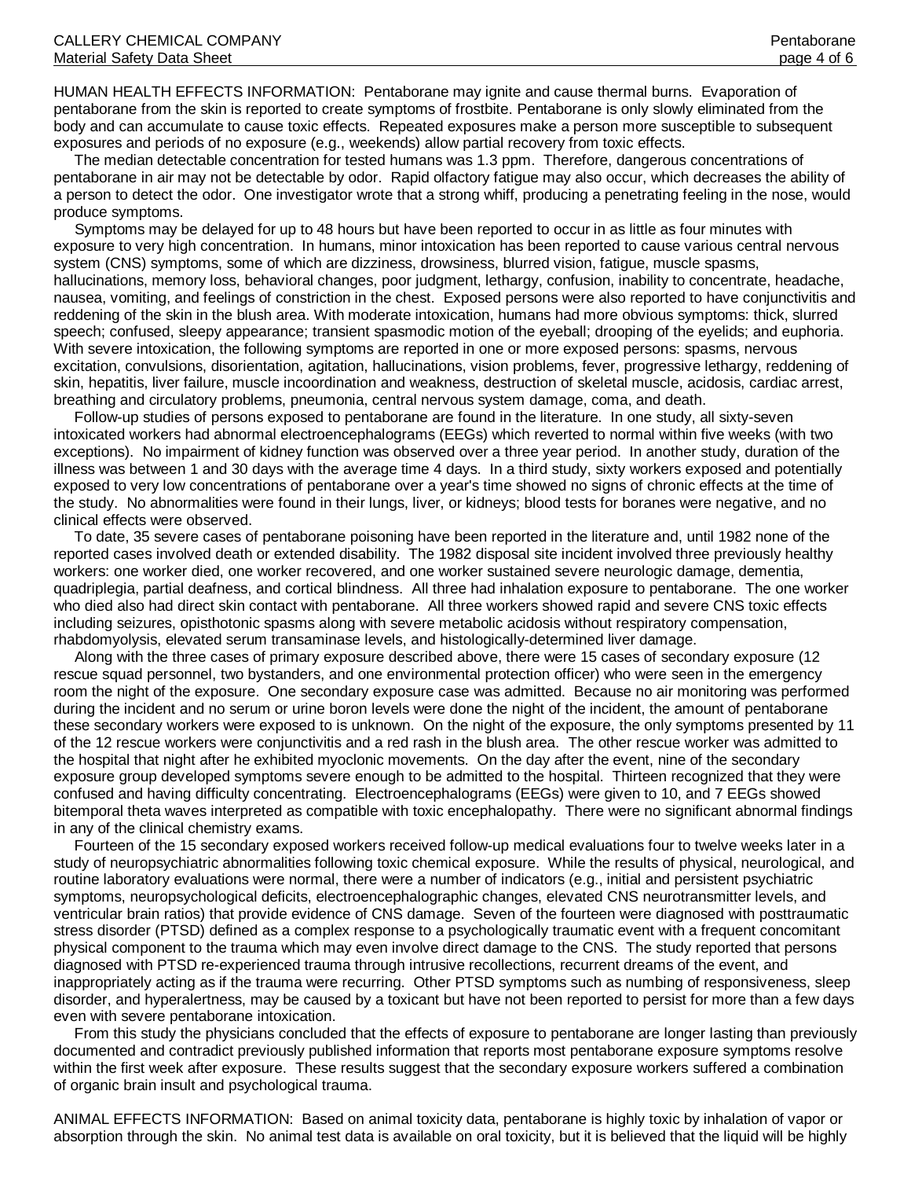HUMAN HEALTH EFFECTS INFORMATION: Pentaborane may ignite and cause thermal burns. Evaporation of pentaborane from the skin is reported to create symptoms of frostbite. Pentaborane is only slowly eliminated from the body and can accumulate to cause toxic effects. Repeated exposures make a person more susceptible to subsequent exposures and periods of no exposure (e.g., weekends) allow partial recovery from toxic effects.

The median detectable concentration for tested humans was 1.3 ppm. Therefore, dangerous concentrations of pentaborane in air may not be detectable by odor. Rapid olfactory fatigue may also occur, which decreases the ability of a person to detect the odor. One investigator wrote that a strong whiff, producing a penetrating feeling in the nose, would produce symptoms.

Symptoms may be delayed for up to 48 hours but have been reported to occur in as little as four minutes with exposure to very high concentration. In humans, minor intoxication has been reported to cause various central nervous system (CNS) symptoms, some of which are dizziness, drowsiness, blurred vision, fatigue, muscle spasms, hallucinations, memory loss, behavioral changes, poor judgment, lethargy, confusion, inability to concentrate, headache, nausea, vomiting, and feelings of constriction in the chest. Exposed persons were also reported to have conjunctivitis and reddening of the skin in the blush area. With moderate intoxication, humans had more obvious symptoms: thick, slurred speech; confused, sleepy appearance; transient spasmodic motion of the eyeball; drooping of the eyelids; and euphoria. With severe intoxication, the following symptoms are reported in one or more exposed persons: spasms, nervous excitation, convulsions, disorientation, agitation, hallucinations, vision problems, fever, progressive lethargy, reddening of skin, hepatitis, liver failure, muscle incoordination and weakness, destruction of skeletal muscle, acidosis, cardiac arrest, breathing and circulatory problems, pneumonia, central nervous system damage, coma, and death.

Follow-up studies of persons exposed to pentaborane are found in the literature. In one study, all sixty-seven intoxicated workers had abnormal electroencephalograms (EEGs) which reverted to normal within five weeks (with two exceptions). No impairment of kidney function was observed over a three year period. In another study, duration of the illness was between 1 and 30 days with the average time 4 days. In a third study, sixty workers exposed and potentially exposed to very low concentrations of pentaborane over a year's time showed no signs of chronic effects at the time of the study. No abnormalities were found in their lungs, liver, or kidneys; blood tests for boranes were negative, and no clinical effects were observed.

To date, 35 severe cases of pentaborane poisoning have been reported in the literature and, until 1982 none of the reported cases involved death or extended disability. The 1982 disposal site incident involved three previously healthy workers: one worker died, one worker recovered, and one worker sustained severe neurologic damage, dementia, quadriplegia, partial deafness, and cortical blindness. All three had inhalation exposure to pentaborane. The one worker who died also had direct skin contact with pentaborane. All three workers showed rapid and severe CNS toxic effects including seizures, opisthotonic spasms along with severe metabolic acidosis without respiratory compensation, rhabdomyolysis, elevated serum transaminase levels, and histologically-determined liver damage.

Along with the three cases of primary exposure described above, there were 15 cases of secondary exposure (12 rescue squad personnel, two bystanders, and one environmental protection officer) who were seen in the emergency room the night of the exposure. One secondary exposure case was admitted. Because no air monitoring was performed during the incident and no serum or urine boron levels were done the night of the incident, the amount of pentaborane these secondary workers were exposed to is unknown. On the night of the exposure, the only symptoms presented by 11 of the 12 rescue workers were conjunctivitis and a red rash in the blush area. The other rescue worker was admitted to the hospital that night after he exhibited myoclonic movements. On the day after the event, nine of the secondary exposure group developed symptoms severe enough to be admitted to the hospital. Thirteen recognized that they were confused and having difficulty concentrating. Electroencephalograms (EEGs) were given to 10, and 7 EEGs showed bitemporal theta waves interpreted as compatible with toxic encephalopathy. There were no significant abnormal findings in any of the clinical chemistry exams.

Fourteen of the 15 secondary exposed workers received follow-up medical evaluations four to twelve weeks later in a study of neuropsychiatric abnormalities following toxic chemical exposure. While the results of physical, neurological, and routine laboratory evaluations were normal, there were a number of indicators (e.g., initial and persistent psychiatric symptoms, neuropsychological deficits, electroencephalographic changes, elevated CNS neurotransmitter levels, and ventricular brain ratios) that provide evidence of CNS damage. Seven of the fourteen were diagnosed with posttraumatic stress disorder (PTSD) defined as a complex response to a psychologically traumatic event with a frequent concomitant physical component to the trauma which may even involve direct damage to the CNS. The study reported that persons diagnosed with PTSD re-experienced trauma through intrusive recollections, recurrent dreams of the event, and inappropriately acting as if the trauma were recurring. Other PTSD symptoms such as numbing of responsiveness, sleep disorder, and hyperalertness, may be caused by a toxicant but have not been reported to persist for more than a few days even with severe pentaborane intoxication.

From this study the physicians concluded that the effects of exposure to pentaborane are longer lasting than previously documented and contradict previously published information that reports most pentaborane exposure symptoms resolve within the first week after exposure. These results suggest that the secondary exposure workers suffered a combination of organic brain insult and psychological trauma.

ANIMAL EFFECTS INFORMATION: Based on animal toxicity data, pentaborane is highly toxic by inhalation of vapor or absorption through the skin. No animal test data is available on oral toxicity, but it is believed that the liquid will be highly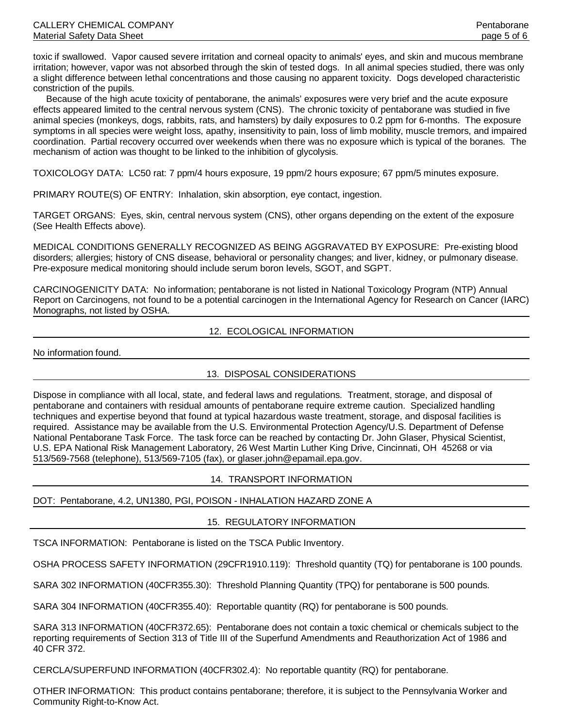toxic if swallowed. Vapor caused severe irritation and corneal opacity to animals' eyes, and skin and mucous membrane irritation; however, vapor was not absorbed through the skin of tested dogs. In all animal species studied, there was only a slight difference between lethal concentrations and those causing no apparent toxicity. Dogs developed characteristic constriction of the pupils.

Because of the high acute toxicity of pentaborane, the animals' exposures were very brief and the acute exposure effects appeared limited to the central nervous system (CNS). The chronic toxicity of pentaborane was studied in five animal species (monkeys, dogs, rabbits, rats, and hamsters) by daily exposures to 0.2 ppm for 6-months. The exposure symptoms in all species were weight loss, apathy, insensitivity to pain, loss of limb mobility, muscle tremors, and impaired coordination. Partial recovery occurred over weekends when there was no exposure which is typical of the boranes. The mechanism of action was thought to be linked to the inhibition of glycolysis.

TOXICOLOGY DATA: LC50 rat: 7 ppm/4 hours exposure, 19 ppm/2 hours exposure; 67 ppm/5 minutes exposure.

PRIMARY ROUTE(S) OF ENTRY: Inhalation, skin absorption, eye contact, ingestion.

TARGET ORGANS: Eyes, skin, central nervous system (CNS), other organs depending on the extent of the exposure (See Health Effects above).

MEDICAL CONDITIONS GENERALLY RECOGNIZED AS BEING AGGRAVATED BY EXPOSURE: Pre-existing blood disorders; allergies; history of CNS disease, behavioral or personality changes; and liver, kidney, or pulmonary disease. Pre-exposure medical monitoring should include serum boron levels, SGOT, and SGPT.

CARCINOGENICITY DATA: No information; pentaborane is not listed in National Toxicology Program (NTP) Annual Report on Carcinogens, not found to be a potential carcinogen in the International Agency for Research on Cancer (IARC) Monographs, not listed by OSHA.

## 12. ECOLOGICAL INFORMATION

No information found.

## 13. DISPOSAL CONSIDERATIONS

Dispose in compliance with all local, state, and federal laws and regulations. Treatment, storage, and disposal of pentaborane and containers with residual amounts of pentaborane require extreme caution. Specialized handling techniques and expertise beyond that found at typical hazardous waste treatment, storage, and disposal facilities is required. Assistance may be available from the U.S. Environmental Protection Agency/U.S. Department of Defense National Pentaborane Task Force. The task force can be reached by contacting Dr. John Glaser, Physical Scientist, U.S. EPA National Risk Management Laboratory, 26 West Martin Luther King Drive, Cincinnati, OH 45268 or via 513/569-7568 (telephone), 513/569-7105 (fax), or glaser.john@epamail.epa.gov.

## 14. TRANSPORT INFORMATION

DOT: Pentaborane, 4.2, UN1380, PGI, POISON - INHALATION HAZARD ZONE A

## 15. REGULATORY INFORMATION

TSCA INFORMATION: Pentaborane is listed on the TSCA Public Inventory.

OSHA PROCESS SAFETY INFORMATION (29CFR1910.119): Threshold quantity (TQ) for pentaborane is 100 pounds.

SARA 302 INFORMATION (40CFR355.30): Threshold Planning Quantity (TPQ) for pentaborane is 500 pounds.

SARA 304 INFORMATION (40CFR355.40): Reportable quantity (RQ) for pentaborane is 500 pounds.

SARA 313 INFORMATION (40CFR372.65): Pentaborane does not contain a toxic chemical or chemicals subject to the reporting requirements of Section 313 of Title III of the Superfund Amendments and Reauthorization Act of 1986 and 40 CFR 372.

CERCLA/SUPERFUND INFORMATION (40CFR302.4): No reportable quantity (RQ) for pentaborane.

OTHER INFORMATION: This product contains pentaborane; therefore, it is subject to the Pennsylvania Worker and Community Right-to-Know Act.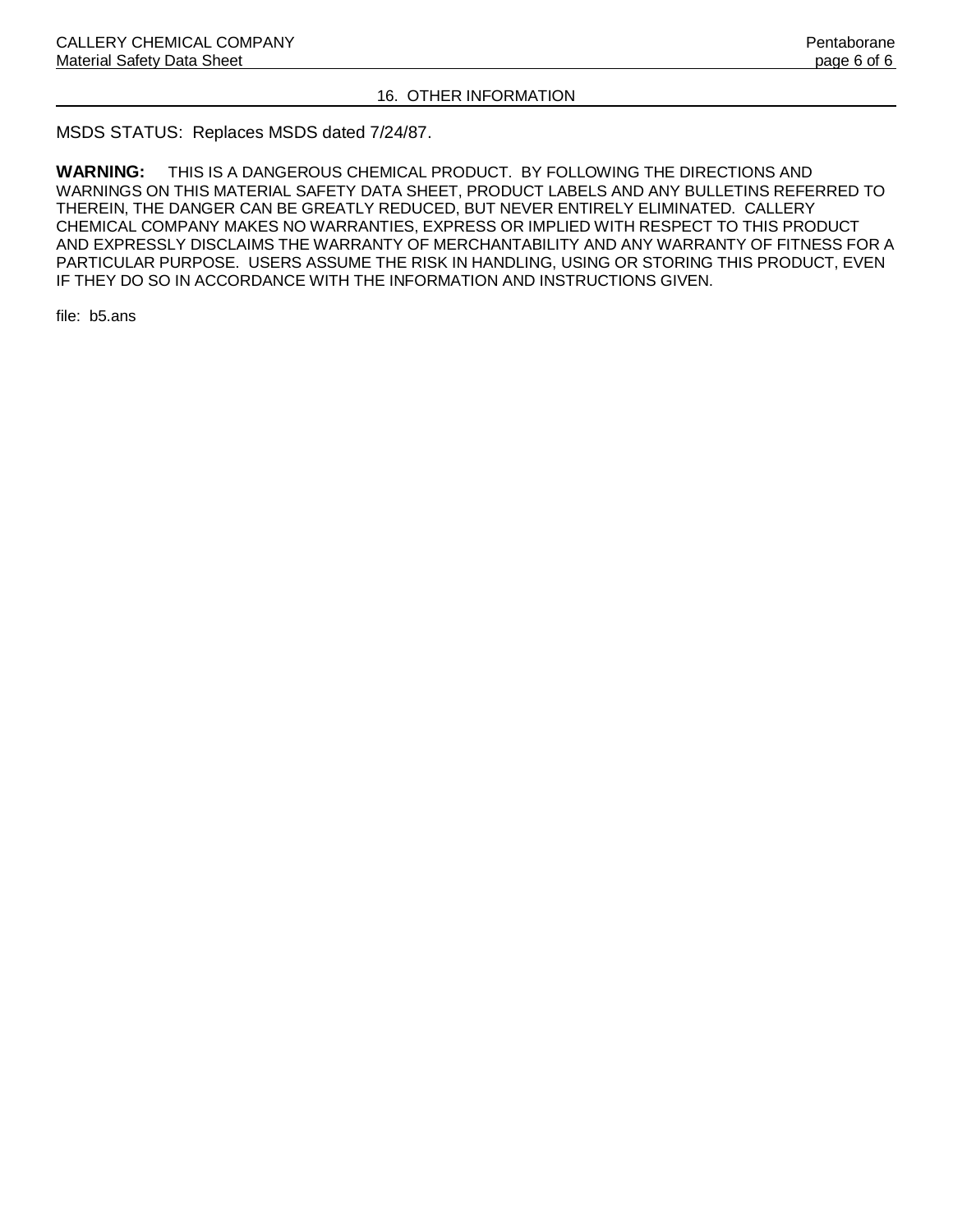## 16. OTHER INFORMATION

MSDS STATUS: Replaces MSDS dated 7/24/87.

**WARNING:** THIS IS A DANGEROUS CHEMICAL PRODUCT. BY FOLLOWING THE DIRECTIONS AND WARNINGS ON THIS MATERIAL SAFETY DATA SHEET, PRODUCT LABELS AND ANY BULLETINS REFERRED TO THEREIN, THE DANGER CAN BE GREATLY REDUCED, BUT NEVER ENTIRELY ELIMINATED. CALLERY CHEMICAL COMPANY MAKES NO WARRANTIES, EXPRESS OR IMPLIED WITH RESPECT TO THIS PRODUCT AND EXPRESSLY DISCLAIMS THE WARRANTY OF MERCHANTABILITY AND ANY WARRANTY OF FITNESS FOR A PARTICULAR PURPOSE. USERS ASSUME THE RISK IN HANDLING, USING OR STORING THIS PRODUCT, EVEN IF THEY DO SO IN ACCORDANCE WITH THE INFORMATION AND INSTRUCTIONS GIVEN.

file: b5.ans